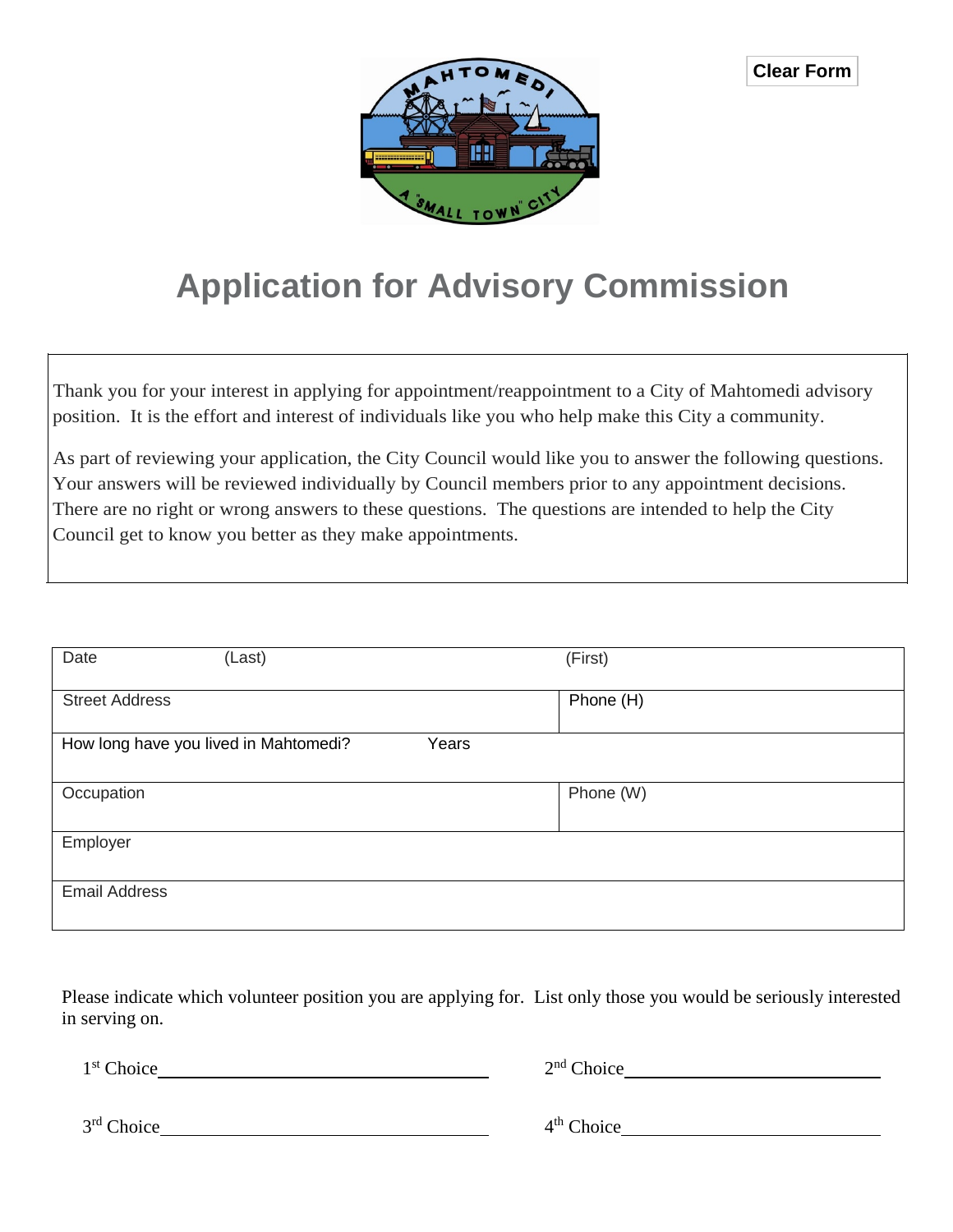Clear Form

# Application for Advisory Commission

Thank you for your interest in applying for appointment/reappointment to a City of Mahtomedi advisory position. It is the effort and interest of individuals like you who help make this City a community.

As part of reviewing your application, the City Council would like you to answer the following questions. Your answers will be reviewed individually by Council members prior to any appointment decisions. There are no right or wrong answers to these questions. The questions are intended to help the City Council get to know you better as they make appointments.

| Date (Last) | (First) |
|---|---|
| Street Address | Phone (H) |
| How long have you lived in Mahtomedi? Years | |
| Occupation | Phone (W) |
| Employer | |
| Email Address | |

Please indicate which volunteer position you are applying for. List only those you would be seriously interested in serving on.

1st Choice\_\_\_\_\_\_\_\_\_\_\_\_\_\_\_\_\_\_\_\_ 2nd Choice\_\_\_\_\_\_\_\_\_\_\_\_\_\_\_\_\_\_\_\_

3rd Choice\_\_\_\_\_\_\_\_\_\_\_\_\_\_\_\_\_\_\_\_ 4th Choice\_\_\_\_\_\_\_\_\_\_\_\_\_\_\_\_\_\_\_\_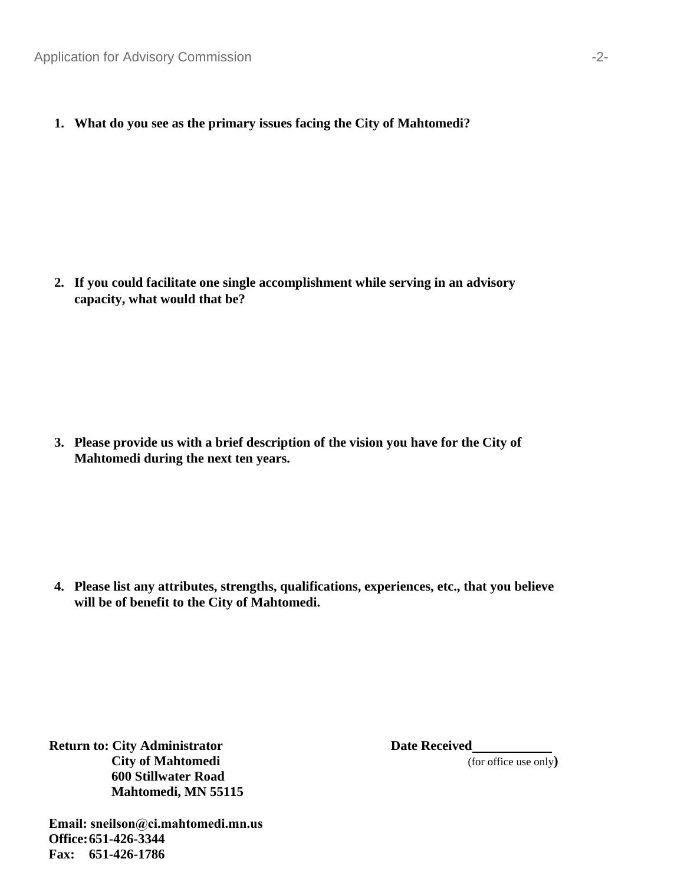1. **What do you see as the primary issues facing the City of Mahtomedi?**

2. **If you could facilitate one single accomplishment while serving in an advisory capacity, what would that be?**

3. **Please provide us with a brief description of the vision you have for the City of Mahtomedi during the next ten years.**

4. **Please list any attributes, strengths, qualifications, experiences, etc., that you believe will be of benefit to the City of Mahtomedi.**

**Return to: City Administrator**
**City of Mahtomedi**
**600 Stillwater Road**
**Mahtomedi, MN 55115**

**Date Received\_\_\_\_\_\_\_\_\_\_\_**
(for office use only)

**Email: sneilson@ci.mahtomedi.mn.us**
**Office: 651-426-3344**
**Fax: 651-426-1786**